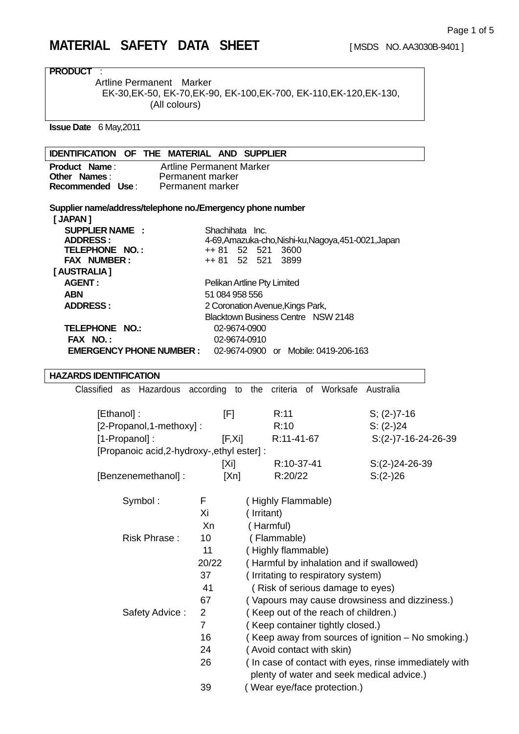# MATERIAL SAFETY DATA SHEET

[ MSDS NO. AA3030B-9401 ]

**PRODUCT** :

Artline Permanent Marker
EK-30,EK-50, EK-70,EK-90, EK-100,EK-700, EK-110,EK-120,EK-130,
(All colours)

**Issue Date** 6 May,2011

## IDENTIFICATION OF THE MATERIAL AND SUPPLIER

**Product Name** : Artline Permanent Marker
**Other Names** : Permanent marker
**Recommended Use** : Permanent marker

**Supplier name/address/telephone no./Emergency phone number**

**[ JAPAN ]**

| | |
|---|---|
| **SUPPLIER NAME :** | Shachihata Inc. |
| **ADDRESS :** | 4-69,Amazuka-cho,Nishi-ku,Nagoya,451-0021,Japan |
| **TELEPHONE NO. :** | ++ 81 52 521 3600 |
| **FAX NUMBER :** | ++ 81 52 521 3899 |

**[ AUSTRALIA ]**

| | |
|---|---|
| **AGENT :** | Pelikan Artline Pty Limited |
| **ABN** | 51 084 958 556 |
| **ADDRESS :** | 2 Coronation Avenue,Kings Park, Blacktown Business Centre NSW 2148 |
| **TELEPHONE NO.:** | 02-9674-0900 |
| **FAX NO. :** | 02-9674-0910 |
| **EMERGENCY PHONE NUMBER :** | 02-9674-0900 or Mobile: 0419-206-163 |

## HAZARDS IDENTIFICATION

Classified as Hazardous according to the criteria of Worksafe Australia

| Substance | Symbol | Risk | Safety |
|---|---|---|---|
| [Ethanol] : | [F] | R:11 | S; (2-)7-16 |
| [2-Propanol,1-methoxy] : | | R:10 | S: (2-)24 |
| [1-Propanol] : | [F,Xi] | R:11-41-67 | S:(2-)7-16-24-26-39 |
| [Propanoic acid,2-hydroxy-,ethyl ester] : | [Xi] | R:10-37-41 | S:(2-)24-26-39 |
| [Benzenemethanol] : | [Xn] | R:20/22 | S:(2-)26 |

| | | |
|---|---|---|
| Symbol : | F | ( Highly Flammable) |
| | Xi | ( Irritant) |
| | Xn | ( Harmful) |
| Risk Phrase : | 10 | ( Flammable) |
| | 11 | ( Highly flammable) |
| | 20/22 | ( Harmful by inhalation and if swallowed) |
| | 37 | ( Irritating to respiratory system) |
| | 41 | ( Risk of serious damage to eyes) |
| | 67 | ( Vapours may cause drowsiness and dizziness.) |
| Safety Advice : | 2 | ( Keep out of the reach of children.) |
| | 7 | ( Keep container tightly closed.) |
| | 16 | ( Keep away from sources of ignition – No smoking.) |
| | 24 | ( Avoid contact with skin) |
| | 26 | ( In case of contact with eyes, rinse immediately with plenty of water and seek medical advice.) |
| | 39 | ( Wear eye/face protection.) |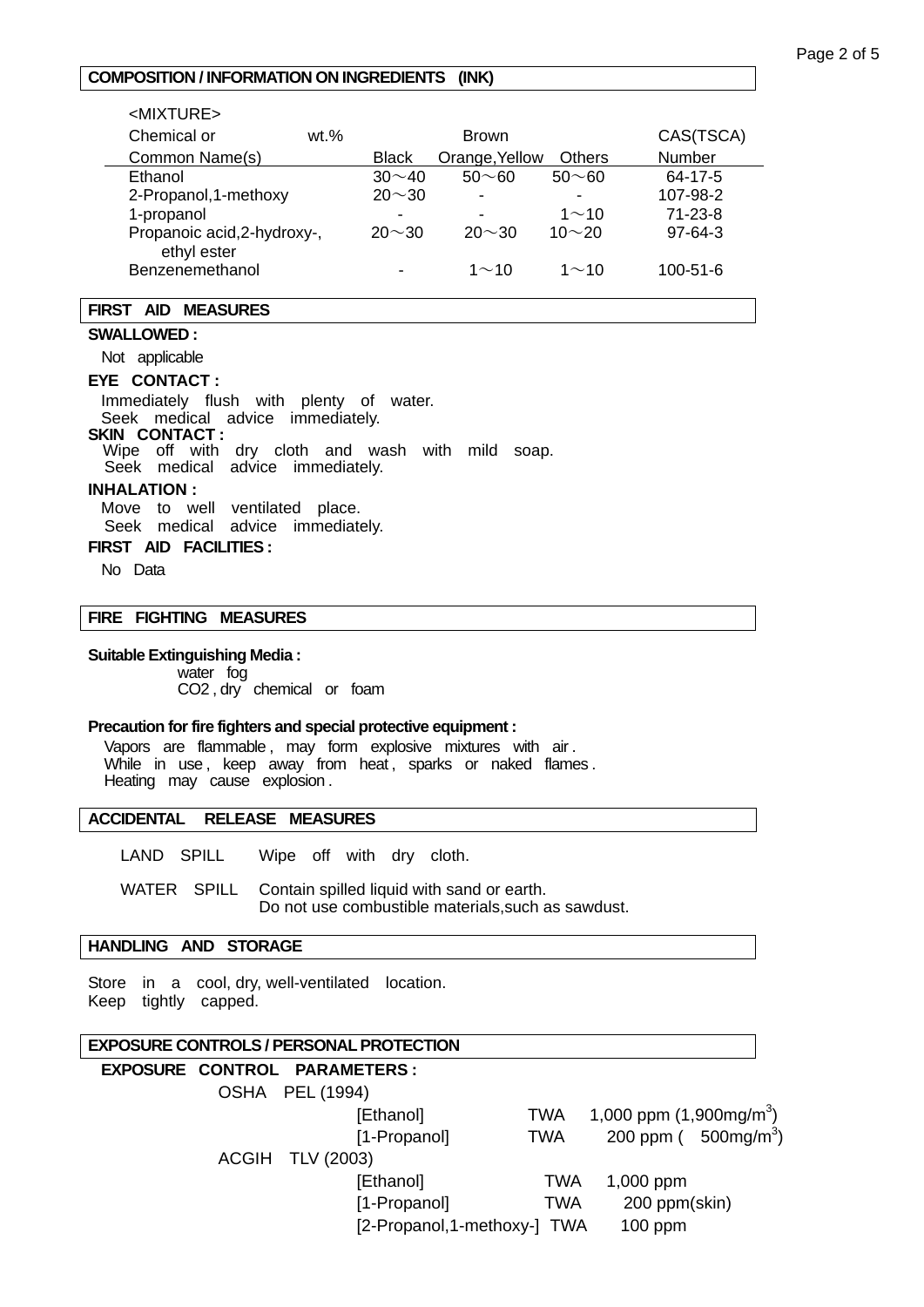## COMPOSITION / INFORMATION ON INGREDIENTS (INK)

<MIXTURE>

| Chemical or Common Name(s) | wt.% Black | Brown Orange,Yellow | Others | CAS(TSCA) Number |
|---|---|---|---|---|
| Ethanol | 30～40 | 50～60 | 50～60 | 64-17-5 |
| 2-Propanol,1-methoxy | 20～30 | - | - | 107-98-2 |
| 1-propanol | - | - | 1～10 | 71-23-8 |
| Propanoic acid,2-hydroxy-, ethyl ester | 20～30 | 20～30 | 10～20 | 97-64-3 |
| Benzenemethanol | - | 1～10 | 1～10 | 100-51-6 |

## FIRST AID MEASURES

**SWALLOWED :**

Not applicable

**EYE CONTACT :**

Immediately flush with plenty of water.
Seek medical advice immediately.

**SKIN CONTACT :**

Wipe off with dry cloth and wash with mild soap.
Seek medical advice immediately.

**INHALATION :**

Move to well ventilated place.
Seek medical advice immediately.

**FIRST AID FACILITIES :**

No Data

## FIRE FIGHTING MEASURES

**Suitable Extinguishing Media :**

water fog
$CO_2$ , dry chemical or foam

**Precaution for fire fighters and special protective equipment :**

Vapors are flammable , may form explosive mixtures with air .
While in use , keep away from heat , sparks or naked flames .
Heating may cause explosion .

## ACCIDENTAL RELEASE MEASURES

LAND SPILL Wipe off with dry cloth.

WATER SPILL Contain spilled liquid with sand or earth.
Do not use combustible materials,such as sawdust.

## HANDLING AND STORAGE

Store in a cool, dry, well-ventilated location.
Keep tightly capped.

## EXPOSURE CONTROLS / PERSONAL PROTECTION

**EXPOSURE CONTROL PARAMETERS :**

OSHA PEL (1994)

| | | |
|---|---|---|
| [Ethanol] | TWA | 1,000 ppm (1,900mg/$m^3$) |
| [1-Propanol] | TWA | 200 ppm ( 500mg/$m^3$) |

ACGIH TLV (2003)

| | | |
|---|---|---|
| [Ethanol] | TWA | 1,000 ppm |
| [1-Propanol] | TWA | 200 ppm(skin) |
| [2-Propanol,1-methoxy-] | TWA | 100 ppm |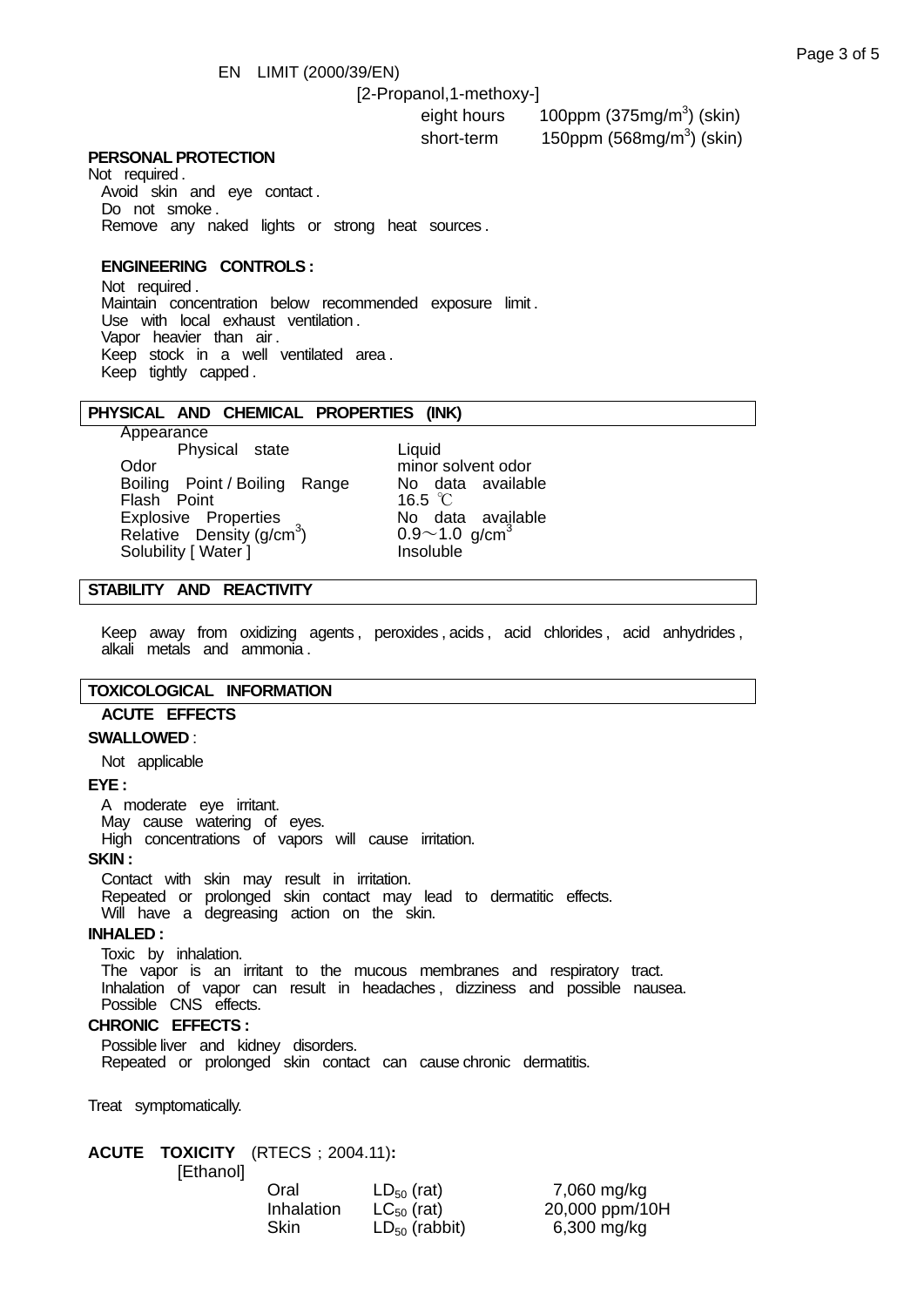EN LIMIT (2000/39/EN)

[2-Propanol,1-methoxy-]

| | |
|---|---|
| eight hours | 100ppm (375mg/m$^3$) (skin) |
| short-term | 150ppm (568mg/m$^3$) (skin) |

**PERSONAL PROTECTION**

Not required .

Avoid skin and eye contact .
Do not smoke .
Remove any naked lights or strong heat sources .

**ENGINEERING CONTROLS :**

Not required .
Maintain concentration below recommended exposure limit .
Use with local exhaust ventilation .
Vapor heavier than air .
Keep stock in a well ventilated area .
Keep tightly capped .

## PHYSICAL AND CHEMICAL PROPERTIES (INK)

Appearance

| | |
|---|---|
| Physical state | Liquid |
| Odor | minor solvent odor |
| Boiling Point / Boiling Range | No data available |
| Flash Point | 16.5 ℃ |
| Explosive Properties | No data available |
| Relative Density (g/cm$^3$) | 0.9～1.0 g/cm$^3$ |
| Solubility [ Water ] | Insoluble |

## STABILITY AND REACTIVITY

Keep away from oxidizing agents , peroxides , acids , acid chlorides , acid anhydrides , alkali metals and ammonia .

## TOXICOLOGICAL INFORMATION

**ACUTE EFFECTS**

**SWALLOWED** :

Not applicable

**EYE :**

A moderate eye irritant.
May cause watering of eyes.
High concentrations of vapors will cause irritation.

**SKIN :**

Contact with skin may result in irritation.
Repeated or prolonged skin contact may lead to dermatitic effects.
Will have a degreasing action on the skin.

**INHALED :**

Toxic by inhalation.
The vapor is an irritant to the mucous membranes and respiratory tract.
Inhalation of vapor can result in headaches , dizziness and possible nausea.
Possible CNS effects.

**CHRONIC EFFECTS :**

Possible liver and kidney disorders.
Repeated or prolonged skin contact can cause chronic dermatitis.

Treat symptomatically.

**ACUTE TOXICITY** (RTECS ; 2004.11)**:**

[Ethanol]

| | | |
|---|---|---|
| Oral | $LD_{50}$ (rat) | 7,060 mg/kg |
| Inhalation | $LC_{50}$ (rat) | 20,000 ppm/10H |
| Skin | $LD_{50}$ (rabbit) | 6,300 mg/kg |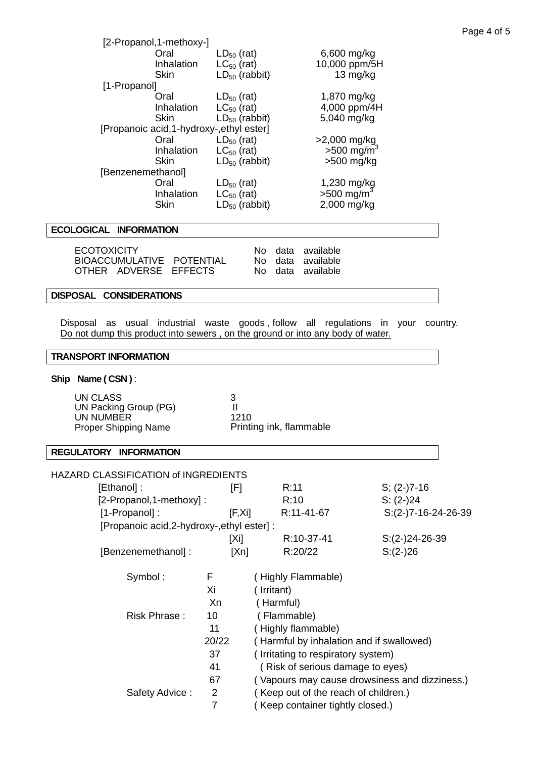[2-Propanol,1-methoxy-]

| | | |
|---|---|---|
| Oral | $LD_{50}$ (rat) | 6,600 mg/kg |
| Inhalation | $LC_{50}$ (rat) | 10,000 ppm/5H |
| Skin | $LD_{50}$ (rabbit) | 13 mg/kg |

[1-Propanol]

| | | |
|---|---|---|
| Oral | $LD_{50}$ (rat) | 1,870 mg/kg |
| Inhalation | $LC_{50}$ (rat) | 4,000 ppm/4H |
| Skin | $LD_{50}$ (rabbit) | 5,040 mg/kg |

[Propanoic acid,1-hydroxy-,ethyl ester]

| | | |
|---|---|---|
| Oral | $LD_{50}$ (rat) | >2,000 mg/kg |
| Inhalation | $LC_{50}$ (rat) | >500 $mg/m^3$ |
| Skin | $LD_{50}$ (rabbit) | >500 mg/kg |

[Benzenemethanol]

| | | |
|---|---|---|
| Oral | $LD_{50}$ (rat) | 1,230 mg/kg |
| Inhalation | $LC_{50}$ (rat) | >500 $mg/m^3$ |
| Skin | $LD_{50}$ (rabbit) | 2,000 mg/kg |

## ECOLOGICAL INFORMATION

| | |
|---|---|
| ECOTOXICITY | No data available |
| BIOACCUMULATIVE POTENTIAL | No data available |
| OTHER ADVERSE EFFECTS | No data available |

## DISPOSAL CONSIDERATIONS

Disposal as usual industrial waste goods , follow all regulations in your country.
Do not dump this product into sewers , on the ground or into any body of water.

## TRANSPORT INFORMATION

**Ship Name ( CSN )** :

| | |
|---|---|
| UN CLASS | 3 |
| UN Packing Group (PG) | II |
| UN NUMBER | 1210 |
| Proper Shipping Name | Printing ink, flammable |

## REGULATORY INFORMATION

HAZARD CLASSIFICATION of INGREDIENTS

| | | | |
|---|---|---|---|
| [Ethanol] : | [F] | R:11 | S; (2-)7-16 |
| [2-Propanol,1-methoxy] : | | R:10 | S: (2-)24 |
| [1-Propanol] : | [F,Xi] | R:11-41-67 | S:(2-)7-16-24-26-39 |
| [Propanoic acid,2-hydroxy-,ethyl ester] : | [Xi] | R:10-37-41 | S:(2-)24-26-39 |
| [Benzenemethanol] : | [Xn] | R:20/22 | S:(2-)26 |

| | | |
|---|---|---|
| Symbol : | F | ( Highly Flammable) |
| | Xi | ( Irritant) |
| | Xn | ( Harmful) |
| Risk Phrase : | 10 | ( Flammable) |
| | 11 | ( Highly flammable) |
| | 20/22 | ( Harmful by inhalation and if swallowed) |
| | 37 | ( Irritating to respiratory system) |
| | 41 | ( Risk of serious damage to eyes) |
| | 67 | ( Vapours may cause drowsiness and dizziness.) |
| Safety Advice : | 2 | ( Keep out of the reach of children.) |
| | 7 | ( Keep container tightly closed.) |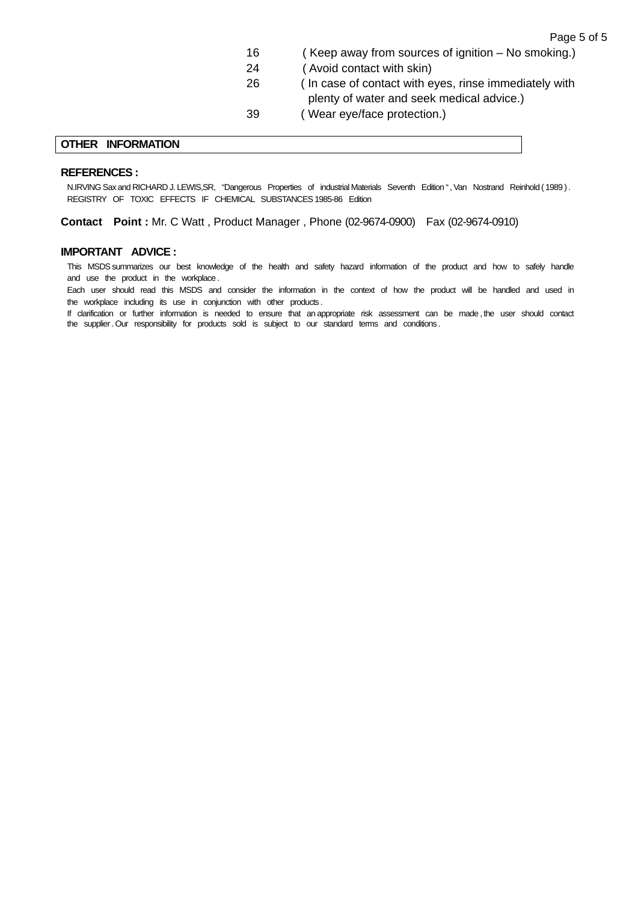| | |
|---|---|
| 16 | ( Keep away from sources of ignition – No smoking.) |
| 24 | ( Avoid contact with skin) |
| 26 | ( In case of contact with eyes, rinse immediately with plenty of water and seek medical advice.) |
| 39 | ( Wear eye/face protection.) |

## OTHER INFORMATION

### REFERENCES :

N.IRVING Sax and RICHARD J. LEWIS,SR, "Dangerous Properties of industrial Materials Seventh Edition " , Van Nostrand Reinhold ( 1989 ) .
REGISTRY OF TOXIC EFFECTS IF CHEMICAL SUBSTANCES 1985-86 Edition

**Contact Point :** Mr. C Watt , Product Manager , Phone (02-9674-0900) Fax (02-9674-0910)

### IMPORTANT ADVICE :

This MSDS summarizes our best knowledge of the health and safety hazard information of the product and how to safely handle and use the product in the workplace .

Each user should read this MSDS and consider the information in the context of how the product will be handled and used in the workplace including its use in conjunction with other products .

If clarification or further information is needed to ensure that an appropriate risk assessment can be made , the user should contact the supplier . Our responsibility for products sold is subject to our standard terms and conditions .